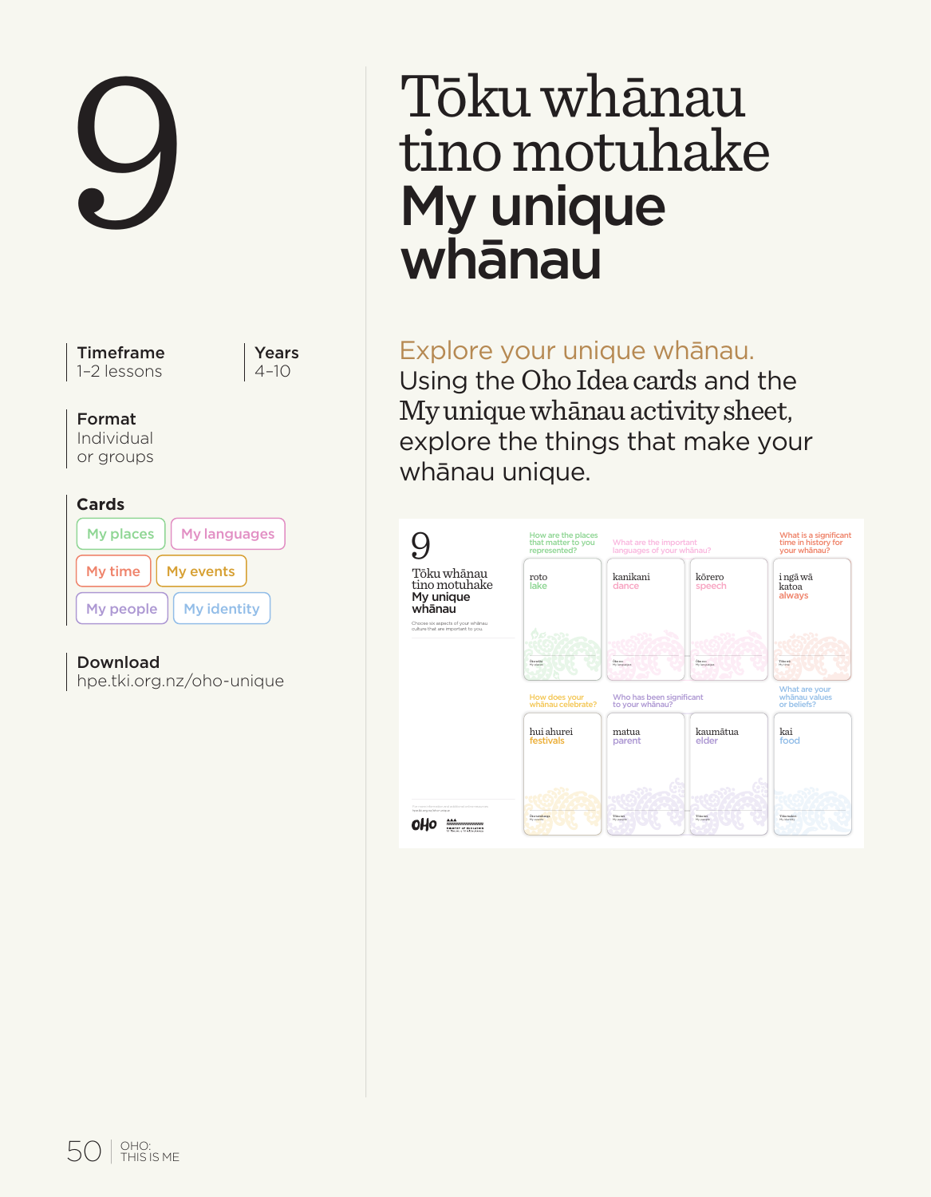# 9

# Tōku whānau tino motuhake My unique whānau

**Timeframe**
1–2 lessons

**Years**
4–10

**Format**
Individual or groups

**Cards**
- My places
- My languages
- My time
- My events
- My people
- My identity

**Download**
hpe.tki.org.nz/oho-unique

Explore your unique whānau.
Using the Oho Idea cards and the My unique whānau activity sheet, explore the things that make your whānau unique.

9

Tōku whānau tino motuhake
My unique whānau

Choose six aspects of your whānau culture that are important to you.

| How are the places that matter to you represented? | What are the important languages of your whānau? | | What is a significant time in history for your whānau? |
|---|---|---|---|
| roto lake | kanikani dance | kōrero speech | i ngā wā katoa always |

| How does your whānau celebrate? | Who has been significant to your whānau? | | What are your whānau values or beliefs? |
|---|---|---|---|
| hui ahurei festivals | matua parent | kaumātua elder | kai food |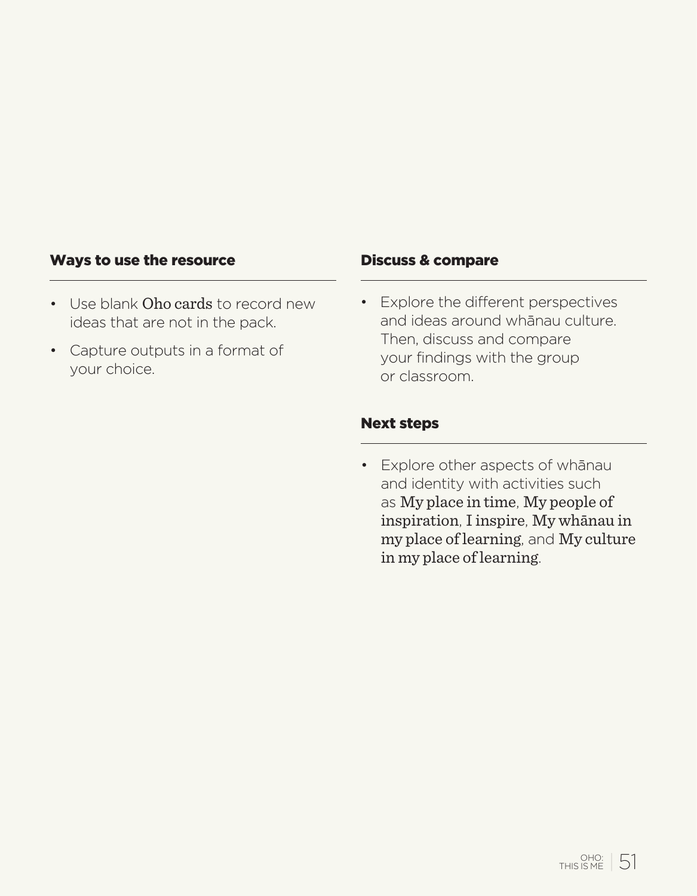### Ways to use the resource

- Use blank Oho cards to record new ideas that are not in the pack.
- Capture outputs in a format of your choice.

### Discuss & compare

- Explore the different perspectives and ideas around whānau culture. Then, discuss and compare your findings with the group or classroom.

### Next steps

- Explore other aspects of whānau and identity with activities such as My place in time, My people of inspiration, I inspire, My whānau in my place of learning, and My culture in my place of learning.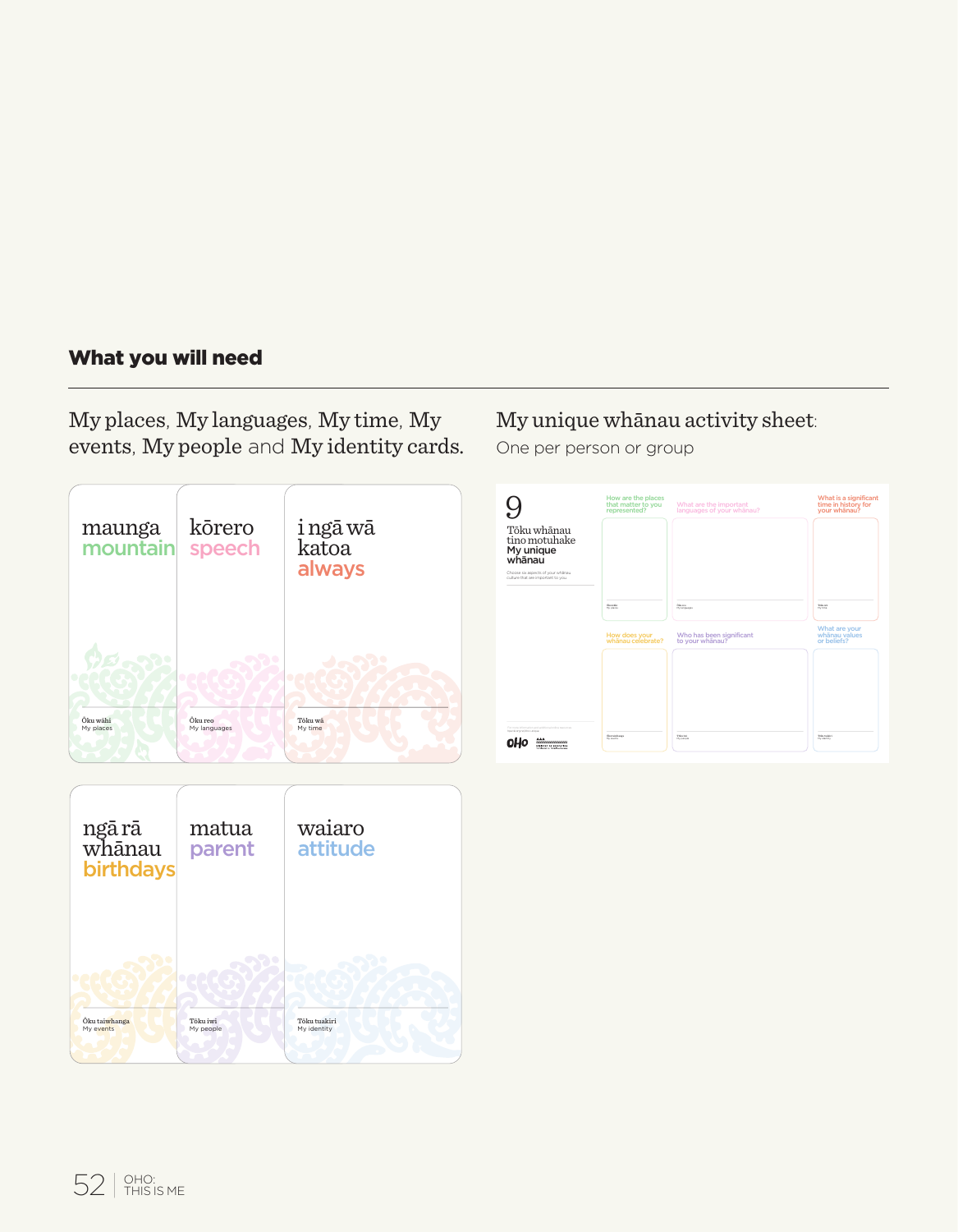## What you will need

My places, My languages, My time, My events, My people and My identity cards.

maunga
mountain

Ōku wāhi
My places

kōrero
speech

Ōku reo
My languages

i ngā wā katoa
always

Tōku wā
My time

ngā rā whānau
birthdays

Ōku taiwhanga
My events

matua
parent

Tōku iwi
My people

waiaro
attitude

Tōku tuakiri
My identity

My unique whānau activity sheet:
One per person or group

9

Tōku whānau tino motuhake
My unique whānau

Choose six aspects of your whānau culture that are important to you.

How are the places that matter to you represented?

What are the important languages of your whānau?

What is a significant time in history for your whānau?

How does your whānau celebrate?

Who has been significant to your whānau?

What are your whānau values or beliefs?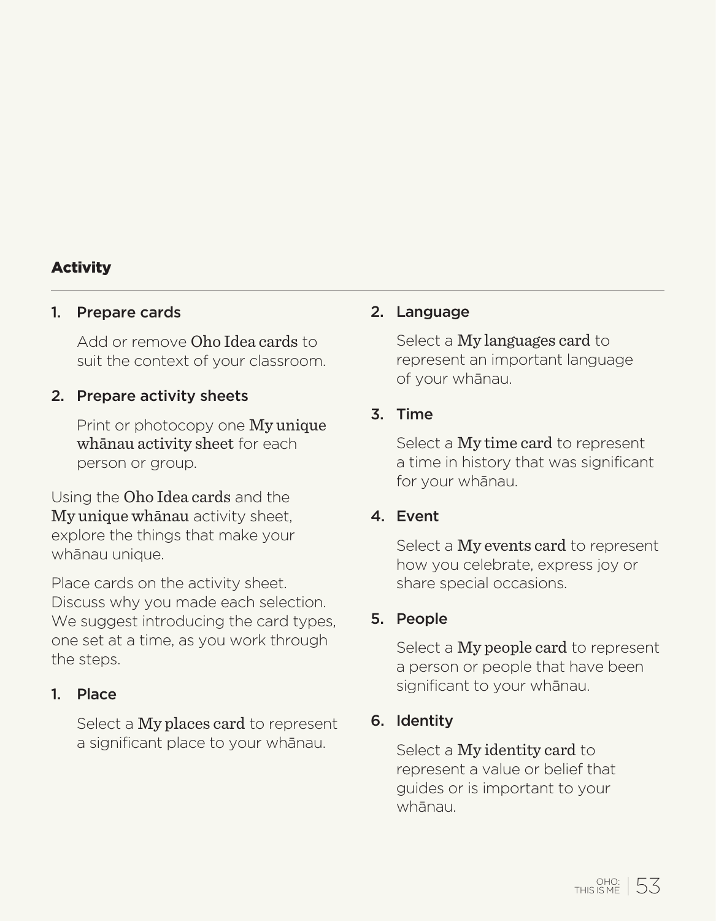## Activity

1. **Prepare cards**

   Add or remove Oho Idea cards to suit the context of your classroom.

2. **Prepare activity sheets**

   Print or photocopy one My unique whānau activity sheet for each person or group.

Using the Oho Idea cards and the My unique whānau activity sheet, explore the things that make your whānau unique.

Place cards on the activity sheet. Discuss why you made each selection. We suggest introducing the card types, one set at a time, as you work through the steps.

1. **Place**

   Select a My places card to represent a significant place to your whānau.

2. **Language**

   Select a My languages card to represent an important language of your whānau.

3. **Time**

   Select a My time card to represent a time in history that was significant for your whānau.

4. **Event**

   Select a My events card to represent how you celebrate, express joy or share special occasions.

5. **People**

   Select a My people card to represent a person or people that have been significant to your whānau.

6. **Identity**

   Select a My identity card to represent a value or belief that guides or is important to your whānau.